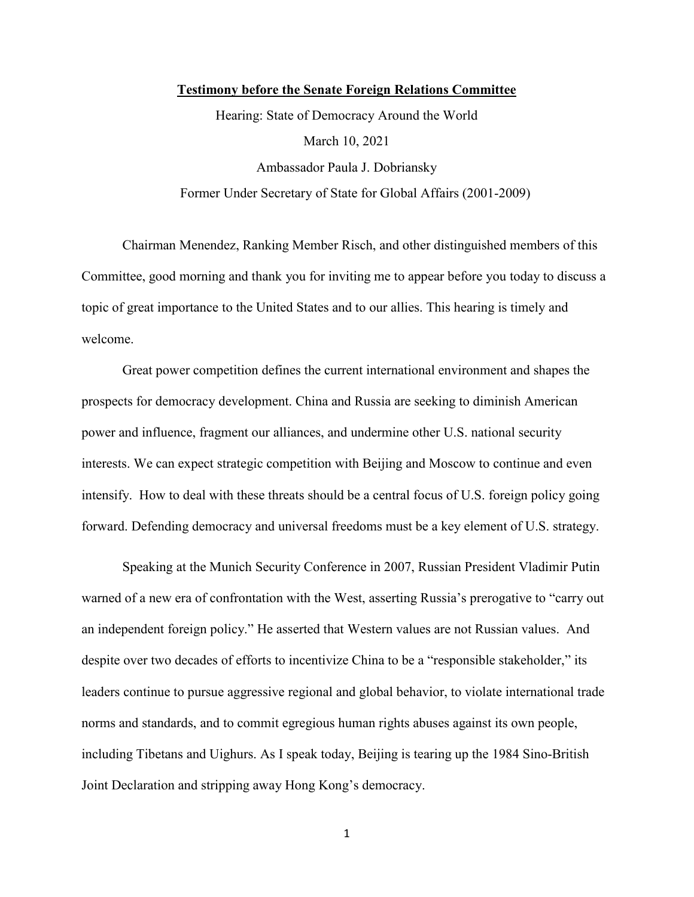**Testimony before the Senate Foreign Relations Committee**

Hearing: State of Democracy Around the World

March 10, 2021

Ambassador Paula J. Dobriansky

Former Under Secretary of State for Global Affairs (2001-2009)

Chairman Menendez, Ranking Member Risch, and other distinguished members of this Committee, good morning and thank you for inviting me to appear before you today to discuss a topic of great importance to the United States and to our allies. This hearing is timely and welcome.

Great power competition defines the current international environment and shapes the prospects for democracy development. China and Russia are seeking to diminish American power and influence, fragment our alliances, and undermine other U.S. national security interests. We can expect strategic competition with Beijing and Moscow to continue and even intensify. How to deal with these threats should be a central focus of U.S. foreign policy going forward. Defending democracy and universal freedoms must be a key element of U.S. strategy.

Speaking at the Munich Security Conference in 2007, Russian President Vladimir Putin warned of a new era of confrontation with the West, asserting Russia's prerogative to "carry out an independent foreign policy." He asserted that Western values are not Russian values. And despite over two decades of efforts to incentivize China to be a "responsible stakeholder," its leaders continue to pursue aggressive regional and global behavior, to violate international trade norms and standards, and to commit egregious human rights abuses against its own people, including Tibetans and Uighurs. As I speak today, Beijing is tearing up the 1984 Sino-British Joint Declaration and stripping away Hong Kong's democracy.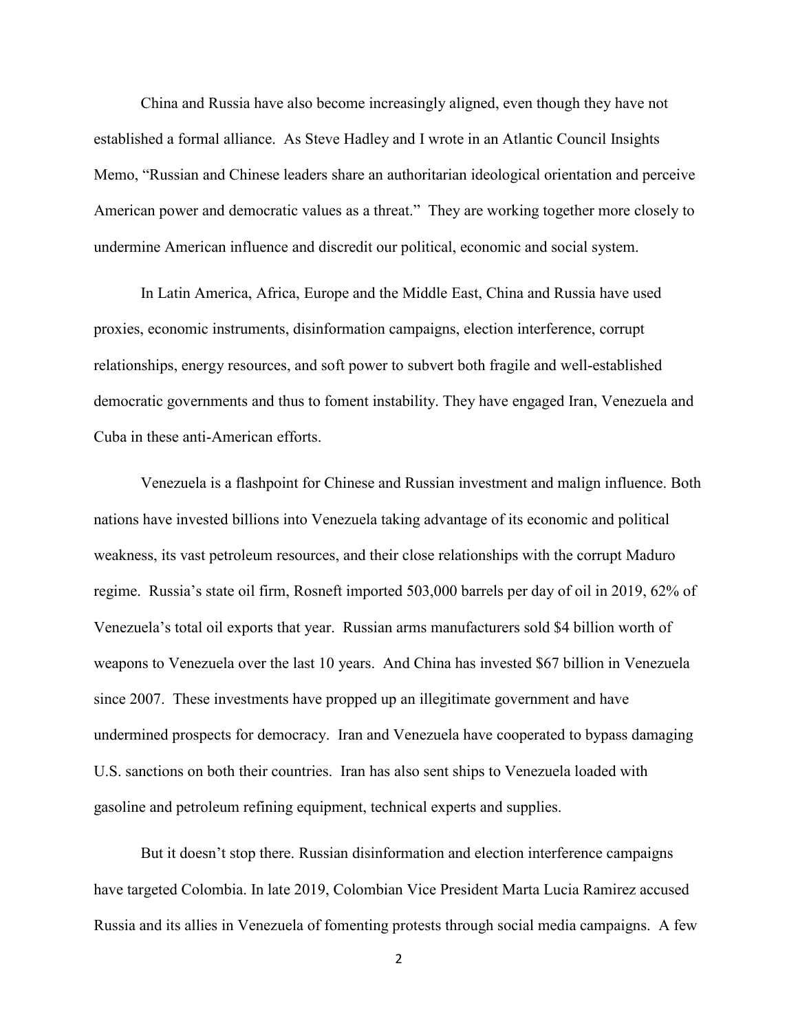China and Russia have also become increasingly aligned, even though they have not established a formal alliance. As Steve Hadley and I wrote in an Atlantic Council Insights Memo, "Russian and Chinese leaders share an authoritarian ideological orientation and perceive American power and democratic values as a threat." They are working together more closely to undermine American influence and discredit our political, economic and social system.

In Latin America, Africa, Europe and the Middle East, China and Russia have used proxies, economic instruments, disinformation campaigns, election interference, corrupt relationships, energy resources, and soft power to subvert both fragile and well-established democratic governments and thus to foment instability. They have engaged Iran, Venezuela and Cuba in these anti-American efforts.

Venezuela is a flashpoint for Chinese and Russian investment and malign influence. Both nations have invested billions into Venezuela taking advantage of its economic and political weakness, its vast petroleum resources, and their close relationships with the corrupt Maduro regime. Russia's state oil firm, Rosneft imported 503,000 barrels per day of oil in 2019, 62% of Venezuela's total oil exports that year. Russian arms manufacturers sold $4 billion worth of weapons to Venezuela over the last 10 years. And China has invested $67 billion in Venezuela since 2007. These investments have propped up an illegitimate government and have undermined prospects for democracy. Iran and Venezuela have cooperated to bypass damaging U.S. sanctions on both their countries. Iran has also sent ships to Venezuela loaded with gasoline and petroleum refining equipment, technical experts and supplies.

But it doesn't stop there. Russian disinformation and election interference campaigns have targeted Colombia. In late 2019, Colombian Vice President Marta Lucia Ramirez accused Russia and its allies in Venezuela of fomenting protests through social media campaigns. A few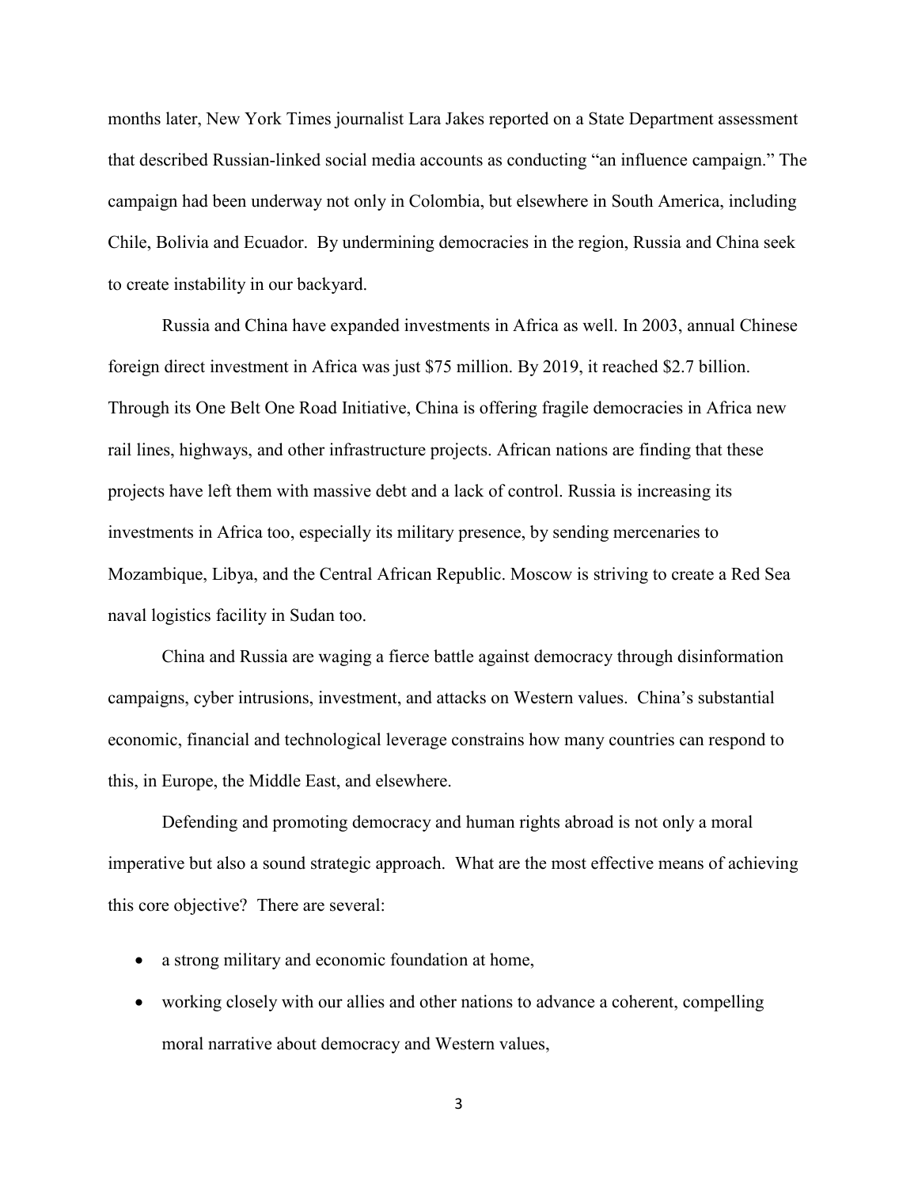months later, New York Times journalist Lara Jakes reported on a State Department assessment that described Russian-linked social media accounts as conducting "an influence campaign." The campaign had been underway not only in Colombia, but elsewhere in South America, including Chile, Bolivia and Ecuador. By undermining democracies in the region, Russia and China seek to create instability in our backyard.

Russia and China have expanded investments in Africa as well. In 2003, annual Chinese foreign direct investment in Africa was just $75 million. By 2019, it reached $2.7 billion. Through its One Belt One Road Initiative, China is offering fragile democracies in Africa new rail lines, highways, and other infrastructure projects. African nations are finding that these projects have left them with massive debt and a lack of control. Russia is increasing its investments in Africa too, especially its military presence, by sending mercenaries to Mozambique, Libya, and the Central African Republic. Moscow is striving to create a Red Sea naval logistics facility in Sudan too.

China and Russia are waging a fierce battle against democracy through disinformation campaigns, cyber intrusions, investment, and attacks on Western values. China's substantial economic, financial and technological leverage constrains how many countries can respond to this, in Europe, the Middle East, and elsewhere.

Defending and promoting democracy and human rights abroad is not only a moral imperative but also a sound strategic approach. What are the most effective means of achieving this core objective? There are several:

- a strong military and economic foundation at home,
- working closely with our allies and other nations to advance a coherent, compelling moral narrative about democracy and Western values,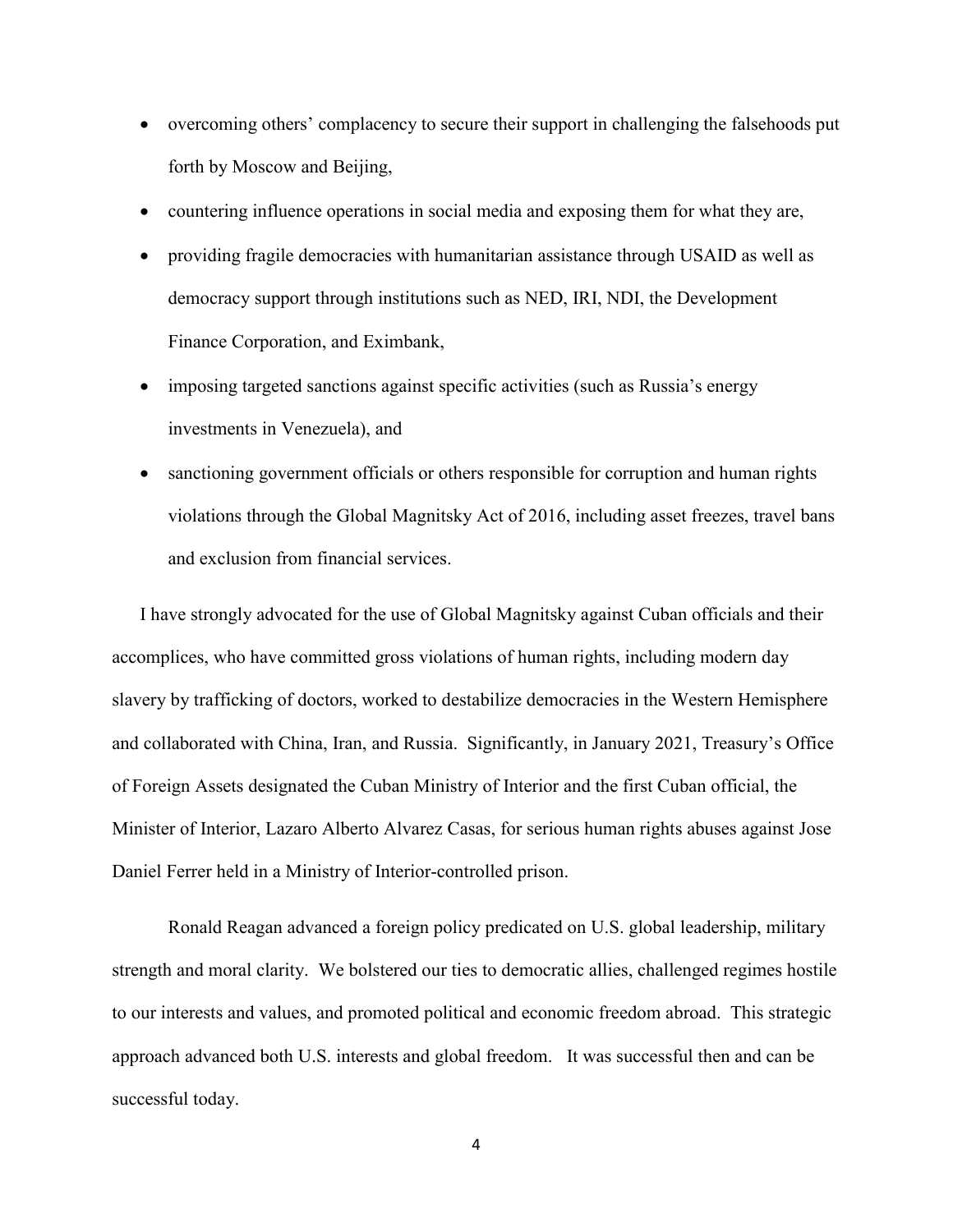- overcoming others' complacency to secure their support in challenging the falsehoods put forth by Moscow and Beijing,
- countering influence operations in social media and exposing them for what they are,
- providing fragile democracies with humanitarian assistance through USAID as well as democracy support through institutions such as NED, IRI, NDI, the Development Finance Corporation, and Eximbank,
- imposing targeted sanctions against specific activities (such as Russia's energy investments in Venezuela), and
- sanctioning government officials or others responsible for corruption and human rights violations through the Global Magnitsky Act of 2016, including asset freezes, travel bans and exclusion from financial services.

I have strongly advocated for the use of Global Magnitsky against Cuban officials and their accomplices, who have committed gross violations of human rights, including modern day slavery by trafficking of doctors, worked to destabilize democracies in the Western Hemisphere and collaborated with China, Iran, and Russia. Significantly, in January 2021, Treasury's Office of Foreign Assets designated the Cuban Ministry of Interior and the first Cuban official, the Minister of Interior, Lazaro Alberto Alvarez Casas, for serious human rights abuses against Jose Daniel Ferrer held in a Ministry of Interior-controlled prison.

Ronald Reagan advanced a foreign policy predicated on U.S. global leadership, military strength and moral clarity. We bolstered our ties to democratic allies, challenged regimes hostile to our interests and values, and promoted political and economic freedom abroad. This strategic approach advanced both U.S. interests and global freedom. It was successful then and can be successful today.